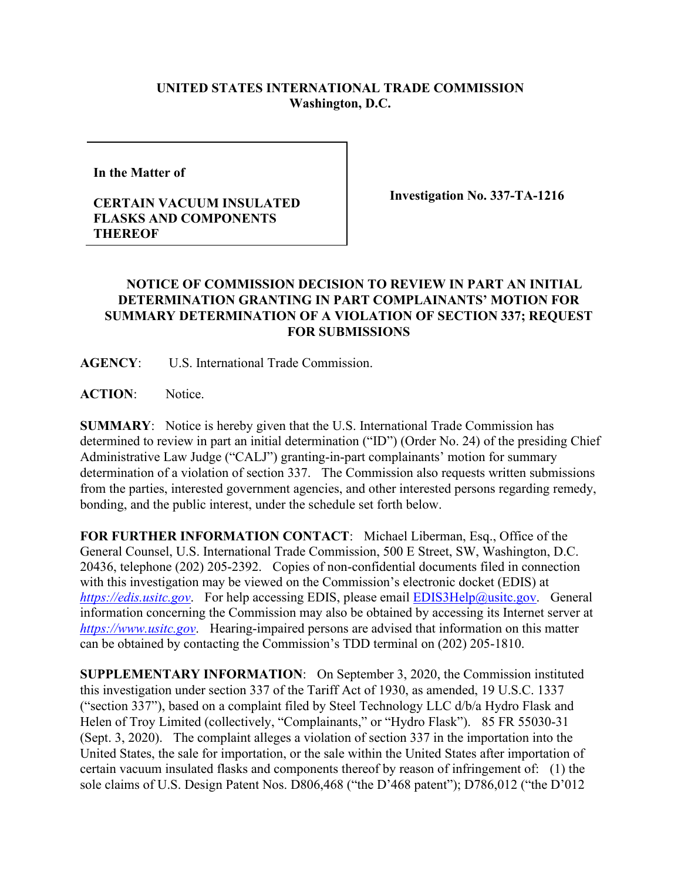**UNITED STATES INTERNATIONAL TRADE COMMISSION**
**Washington, D.C.**

| **In the Matter of**<br><br>**CERTAIN VACUUM INSULATED FLASKS AND COMPONENTS THEREOF** | **Investigation No. 337-TA-1216** |
|---|---|

## NOTICE OF COMMISSION DECISION TO REVIEW IN PART AN INITIAL DETERMINATION GRANTING IN PART COMPLAINANTS' MOTION FOR SUMMARY DETERMINATION OF A VIOLATION OF SECTION 337; REQUEST FOR SUBMISSIONS

**AGENCY**: U.S. International Trade Commission.

**ACTION**: Notice.

**SUMMARY**: Notice is hereby given that the U.S. International Trade Commission has determined to review in part an initial determination ("ID") (Order No. 24) of the presiding Chief Administrative Law Judge ("CALJ") granting-in-part complainants' motion for summary determination of a violation of section 337. The Commission also requests written submissions from the parties, interested government agencies, and other interested persons regarding remedy, bonding, and the public interest, under the schedule set forth below.

**FOR FURTHER INFORMATION CONTACT**: Michael Liberman, Esq., Office of the General Counsel, U.S. International Trade Commission, 500 E Street, SW, Washington, D.C. 20436, telephone (202) 205-2392. Copies of non-confidential documents filed in connection with this investigation may be viewed on the Commission's electronic docket (EDIS) at *https://edis.usitc.gov*. For help accessing EDIS, please email EDIS3Help@usitc.gov. General information concerning the Commission may also be obtained by accessing its Internet server at *https://www.usitc.gov*. Hearing-impaired persons are advised that information on this matter can be obtained by contacting the Commission's TDD terminal on (202) 205-1810.

**SUPPLEMENTARY INFORMATION**: On September 3, 2020, the Commission instituted this investigation under section 337 of the Tariff Act of 1930, as amended, 19 U.S.C. 1337 ("section 337"), based on a complaint filed by Steel Technology LLC d/b/a Hydro Flask and Helen of Troy Limited (collectively, "Complainants," or "Hydro Flask"). 85 FR 55030-31 (Sept. 3, 2020). The complaint alleges a violation of section 337 in the importation into the United States, the sale for importation, or the sale within the United States after importation of certain vacuum insulated flasks and components thereof by reason of infringement of: (1) the sole claims of U.S. Design Patent Nos. D806,468 ("the D'468 patent"); D786,012 ("the D'012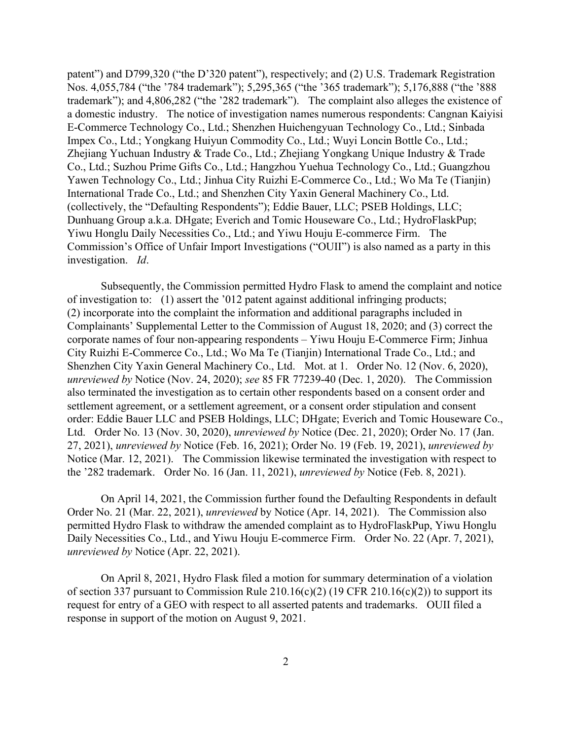patent") and D799,320 ("the D'320 patent"), respectively; and (2) U.S. Trademark Registration Nos. 4,055,784 ("the '784 trademark"); 5,295,365 ("the '365 trademark"); 5,176,888 ("the '888 trademark"); and 4,806,282 ("the '282 trademark"). The complaint also alleges the existence of a domestic industry. The notice of investigation names numerous respondents: Cangnan Kaiyisi E-Commerce Technology Co., Ltd.; Shenzhen Huichengyuan Technology Co., Ltd.; Sinbada Impex Co., Ltd.; Yongkang Huiyun Commodity Co., Ltd.; Wuyi Loncin Bottle Co., Ltd.; Zhejiang Yuchuan Industry & Trade Co., Ltd.; Zhejiang Yongkang Unique Industry & Trade Co., Ltd.; Suzhou Prime Gifts Co., Ltd.; Hangzhou Yuehua Technology Co., Ltd.; Guangzhou Yawen Technology Co., Ltd.; Jinhua City Ruizhi E-Commerce Co., Ltd.; Wo Ma Te (Tianjin) International Trade Co., Ltd.; and Shenzhen City Yaxin General Machinery Co., Ltd. (collectively, the "Defaulting Respondents"); Eddie Bauer, LLC; PSEB Holdings, LLC; Dunhuang Group a.k.a. DHgate; Everich and Tomic Houseware Co., Ltd.; HydroFlaskPup; Yiwu Honglu Daily Necessities Co., Ltd.; and Yiwu Houju E-commerce Firm. The Commission's Office of Unfair Import Investigations ("OUII") is also named as a party in this investigation. *Id*.

Subsequently, the Commission permitted Hydro Flask to amend the complaint and notice of investigation to: (1) assert the '012 patent against additional infringing products; (2) incorporate into the complaint the information and additional paragraphs included in Complainants' Supplemental Letter to the Commission of August 18, 2020; and (3) correct the corporate names of four non-appearing respondents – Yiwu Houju E-Commerce Firm; Jinhua City Ruizhi E-Commerce Co., Ltd.; Wo Ma Te (Tianjin) International Trade Co., Ltd.; and Shenzhen City Yaxin General Machinery Co., Ltd. Mot. at 1. Order No. 12 (Nov. 6, 2020), *unreviewed by* Notice (Nov. 24, 2020); *see* 85 FR 77239-40 (Dec. 1, 2020). The Commission also terminated the investigation as to certain other respondents based on a consent order and settlement agreement, or a settlement agreement, or a consent order stipulation and consent order: Eddie Bauer LLC and PSEB Holdings, LLC; DHgate; Everich and Tomic Houseware Co., Ltd. Order No. 13 (Nov. 30, 2020), *unreviewed by* Notice (Dec. 21, 2020); Order No. 17 (Jan. 27, 2021), *unreviewed by* Notice (Feb. 16, 2021); Order No. 19 (Feb. 19, 2021), *unreviewed by* Notice (Mar. 12, 2021). The Commission likewise terminated the investigation with respect to the '282 trademark. Order No. 16 (Jan. 11, 2021), *unreviewed by* Notice (Feb. 8, 2021).

On April 14, 2021, the Commission further found the Defaulting Respondents in default Order No. 21 (Mar. 22, 2021), *unreviewed* by Notice (Apr. 14, 2021). The Commission also permitted Hydro Flask to withdraw the amended complaint as to HydroFlaskPup, Yiwu Honglu Daily Necessities Co., Ltd., and Yiwu Houju E-commerce Firm. Order No. 22 (Apr. 7, 2021), *unreviewed by* Notice (Apr. 22, 2021).

On April 8, 2021, Hydro Flask filed a motion for summary determination of a violation of section 337 pursuant to Commission Rule 210.16(c)(2) (19 CFR 210.16(c)(2)) to support its request for entry of a GEO with respect to all asserted patents and trademarks. OUII filed a response in support of the motion on August 9, 2021.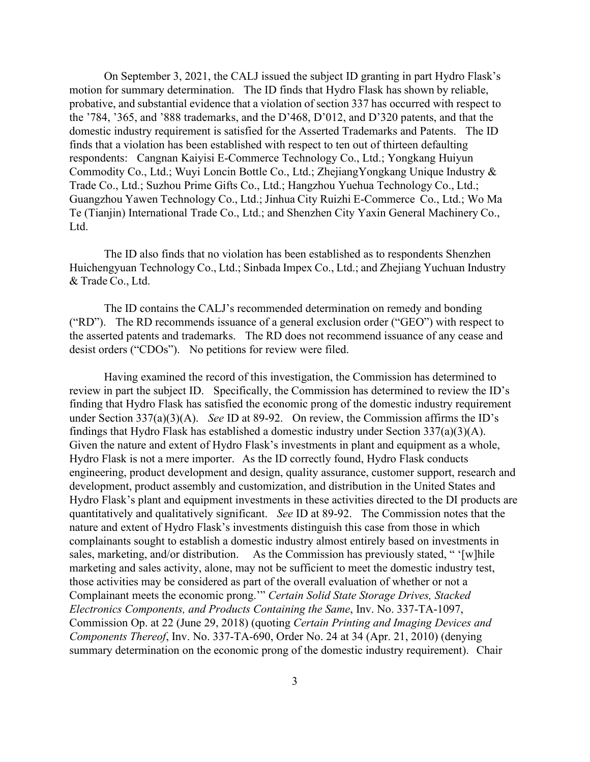On September 3, 2021, the CALJ issued the subject ID granting in part Hydro Flask's motion for summary determination. The ID finds that Hydro Flask has shown by reliable, probative, and substantial evidence that a violation of section 337 has occurred with respect to the '784, '365, and '888 trademarks, and the D'468, D'012, and D'320 patents, and that the domestic industry requirement is satisfied for the Asserted Trademarks and Patents. The ID finds that a violation has been established with respect to ten out of thirteen defaulting respondents: Cangnan Kaiyisi E-Commerce Technology Co., Ltd.; Yongkang Huiyun Commodity Co., Ltd.; Wuyi Loncin Bottle Co., Ltd.; ZhejiangYongkang Unique Industry & Trade Co., Ltd.; Suzhou Prime Gifts Co., Ltd.; Hangzhou Yuehua Technology Co., Ltd.; Guangzhou Yawen Technology Co., Ltd.; Jinhua City Ruizhi E-Commerce Co., Ltd.; Wo Ma Te (Tianjin) International Trade Co., Ltd.; and Shenzhen City Yaxin General Machinery Co., Ltd.

The ID also finds that no violation has been established as to respondents Shenzhen Huichengyuan Technology Co., Ltd.; Sinbada Impex Co., Ltd.; and Zhejiang Yuchuan Industry & Trade Co., Ltd.

The ID contains the CALJ's recommended determination on remedy and bonding ("RD"). The RD recommends issuance of a general exclusion order ("GEO") with respect to the asserted patents and trademarks. The RD does not recommend issuance of any cease and desist orders ("CDOs"). No petitions for review were filed.

Having examined the record of this investigation, the Commission has determined to review in part the subject ID. Specifically, the Commission has determined to review the ID's finding that Hydro Flask has satisfied the economic prong of the domestic industry requirement under Section 337(a)(3)(A). *See* ID at 89-92. On review, the Commission affirms the ID's findings that Hydro Flask has established a domestic industry under Section 337(a)(3)(A). Given the nature and extent of Hydro Flask's investments in plant and equipment as a whole, Hydro Flask is not a mere importer. As the ID correctly found, Hydro Flask conducts engineering, product development and design, quality assurance, customer support, research and development, product assembly and customization, and distribution in the United States and Hydro Flask's plant and equipment investments in these activities directed to the DI products are quantitatively and qualitatively significant. *See* ID at 89-92. The Commission notes that the nature and extent of Hydro Flask's investments distinguish this case from those in which complainants sought to establish a domestic industry almost entirely based on investments in sales, marketing, and/or distribution. As the Commission has previously stated, " '[w]hile marketing and sales activity, alone, may not be sufficient to meet the domestic industry test, those activities may be considered as part of the overall evaluation of whether or not a Complainant meets the economic prong.'" *Certain Solid State Storage Drives, Stacked Electronics Components, and Products Containing the Same*, Inv. No. 337-TA-1097, Commission Op. at 22 (June 29, 2018) (quoting *Certain Printing and Imaging Devices and Components Thereof*, Inv. No. 337-TA-690, Order No. 24 at 34 (Apr. 21, 2010) (denying summary determination on the economic prong of the domestic industry requirement). Chair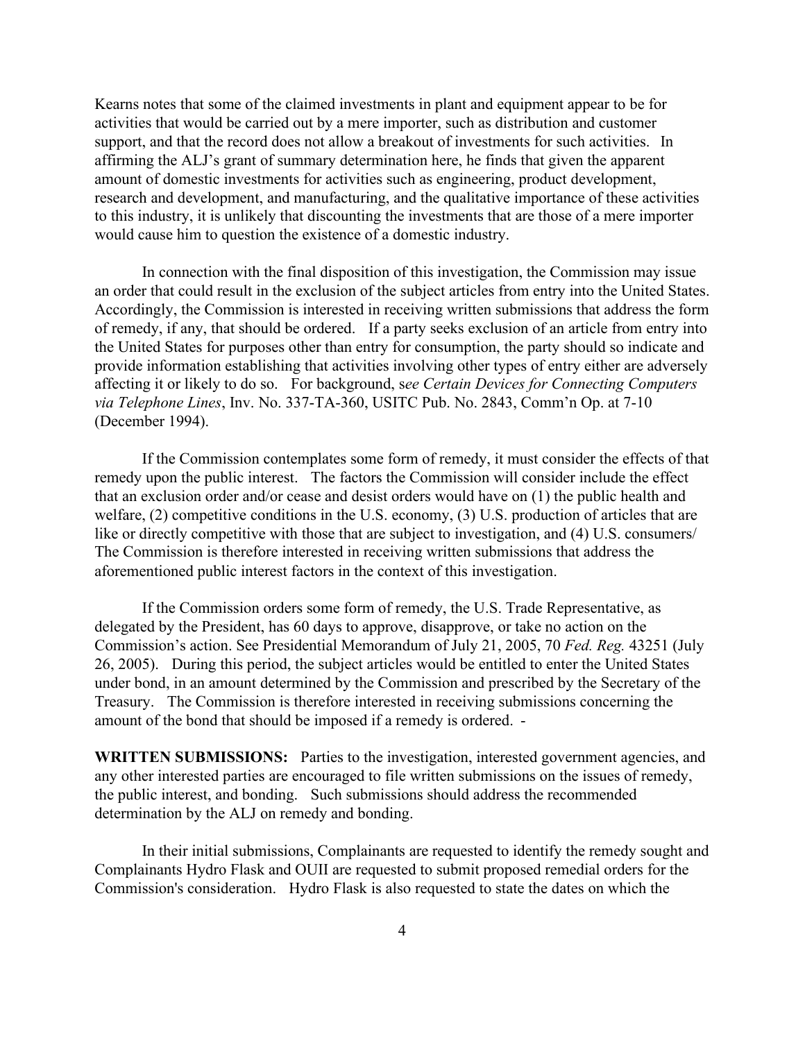Kearns notes that some of the claimed investments in plant and equipment appear to be for activities that would be carried out by a mere importer, such as distribution and customer support, and that the record does not allow a breakout of investments for such activities. In affirming the ALJ's grant of summary determination here, he finds that given the apparent amount of domestic investments for activities such as engineering, product development, research and development, and manufacturing, and the qualitative importance of these activities to this industry, it is unlikely that discounting the investments that are those of a mere importer would cause him to question the existence of a domestic industry.

In connection with the final disposition of this investigation, the Commission may issue an order that could result in the exclusion of the subject articles from entry into the United States. Accordingly, the Commission is interested in receiving written submissions that address the form of remedy, if any, that should be ordered. If a party seeks exclusion of an article from entry into the United States for purposes other than entry for consumption, the party should so indicate and provide information establishing that activities involving other types of entry either are adversely affecting it or likely to do so. For background, s*ee Certain Devices for Connecting Computers via Telephone Lines*, Inv. No. 337-TA-360, USITC Pub. No. 2843, Comm'n Op. at 7-10 (December 1994).

If the Commission contemplates some form of remedy, it must consider the effects of that remedy upon the public interest. The factors the Commission will consider include the effect that an exclusion order and/or cease and desist orders would have on (1) the public health and welfare, (2) competitive conditions in the U.S. economy, (3) U.S. production of articles that are like or directly competitive with those that are subject to investigation, and (4) U.S. consumers/ The Commission is therefore interested in receiving written submissions that address the aforementioned public interest factors in the context of this investigation.

If the Commission orders some form of remedy, the U.S. Trade Representative, as delegated by the President, has 60 days to approve, disapprove, or take no action on the Commission's action. See Presidential Memorandum of July 21, 2005, 70 *Fed. Reg.* 43251 (July 26, 2005). During this period, the subject articles would be entitled to enter the United States under bond, in an amount determined by the Commission and prescribed by the Secretary of the Treasury. The Commission is therefore interested in receiving submissions concerning the amount of the bond that should be imposed if a remedy is ordered. -

**WRITTEN SUBMISSIONS:** Parties to the investigation, interested government agencies, and any other interested parties are encouraged to file written submissions on the issues of remedy, the public interest, and bonding. Such submissions should address the recommended determination by the ALJ on remedy and bonding.

In their initial submissions, Complainants are requested to identify the remedy sought and Complainants Hydro Flask and OUII are requested to submit proposed remedial orders for the Commission's consideration. Hydro Flask is also requested to state the dates on which the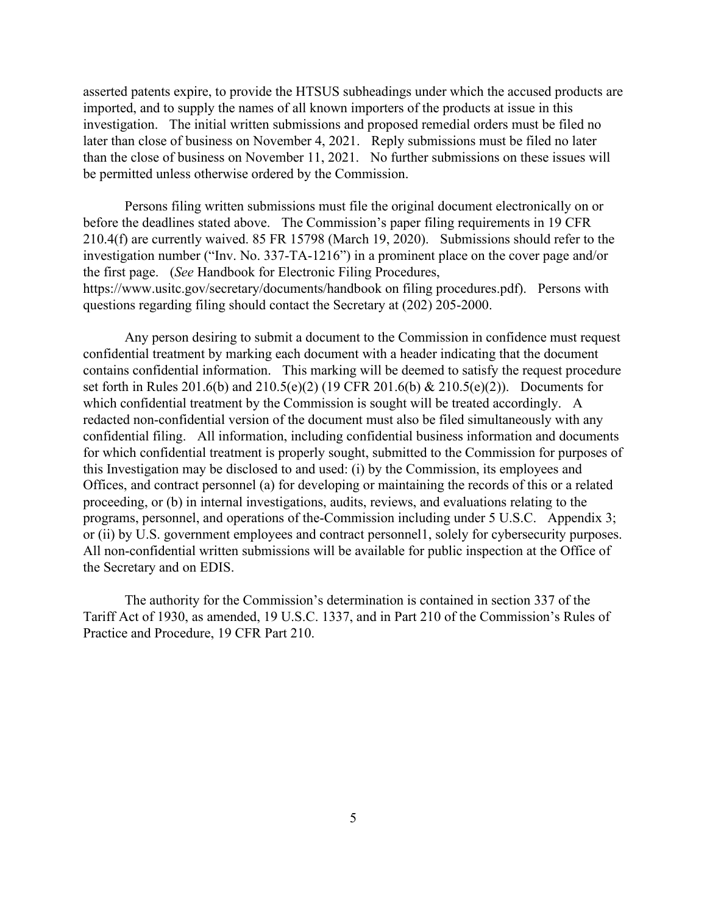asserted patents expire, to provide the HTSUS subheadings under which the accused products are imported, and to supply the names of all known importers of the products at issue in this investigation. The initial written submissions and proposed remedial orders must be filed no later than close of business on November 4, 2021. Reply submissions must be filed no later than the close of business on November 11, 2021. No further submissions on these issues will be permitted unless otherwise ordered by the Commission.

Persons filing written submissions must file the original document electronically on or before the deadlines stated above. The Commission's paper filing requirements in 19 CFR 210.4(f) are currently waived. 85 FR 15798 (March 19, 2020). Submissions should refer to the investigation number ("Inv. No. 337-TA-1216") in a prominent place on the cover page and/or the first page. (*See* Handbook for Electronic Filing Procedures, https://www.usitc.gov/secretary/documents/handbook on filing procedures.pdf). Persons with questions regarding filing should contact the Secretary at (202) 205-2000.

Any person desiring to submit a document to the Commission in confidence must request confidential treatment by marking each document with a header indicating that the document contains confidential information. This marking will be deemed to satisfy the request procedure set forth in Rules 201.6(b) and 210.5(e)(2) (19 CFR 201.6(b) & 210.5(e)(2)). Documents for which confidential treatment by the Commission is sought will be treated accordingly. A redacted non-confidential version of the document must also be filed simultaneously with any confidential filing. All information, including confidential business information and documents for which confidential treatment is properly sought, submitted to the Commission for purposes of this Investigation may be disclosed to and used: (i) by the Commission, its employees and Offices, and contract personnel (a) for developing or maintaining the records of this or a related proceeding, or (b) in internal investigations, audits, reviews, and evaluations relating to the programs, personnel, and operations of the-Commission including under 5 U.S.C. Appendix 3; or (ii) by U.S. government employees and contract personnel[1], solely for cybersecurity purposes. All non-confidential written submissions will be available for public inspection at the Office of the Secretary and on EDIS.

The authority for the Commission's determination is contained in section 337 of the Tariff Act of 1930, as amended, 19 U.S.C. 1337, and in Part 210 of the Commission's Rules of Practice and Procedure, 19 CFR Part 210.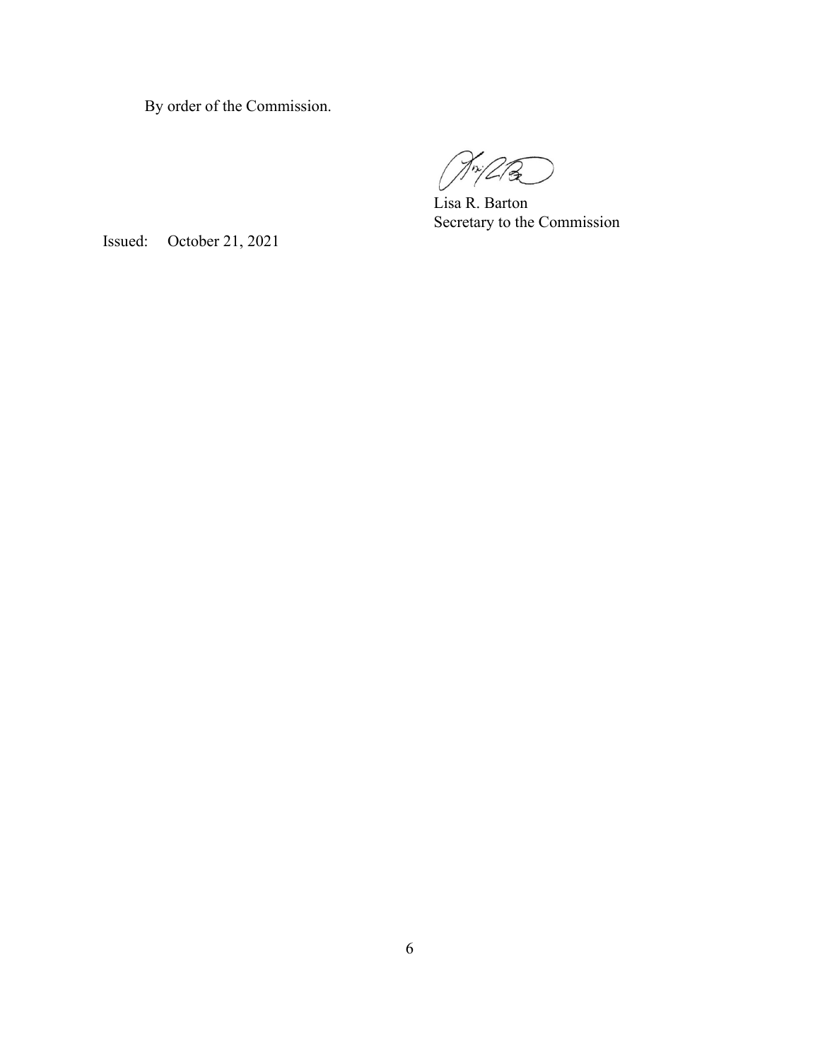By order of the Commission.

Lisa R. Barton
Secretary to the Commission

Issued: October 21, 2021